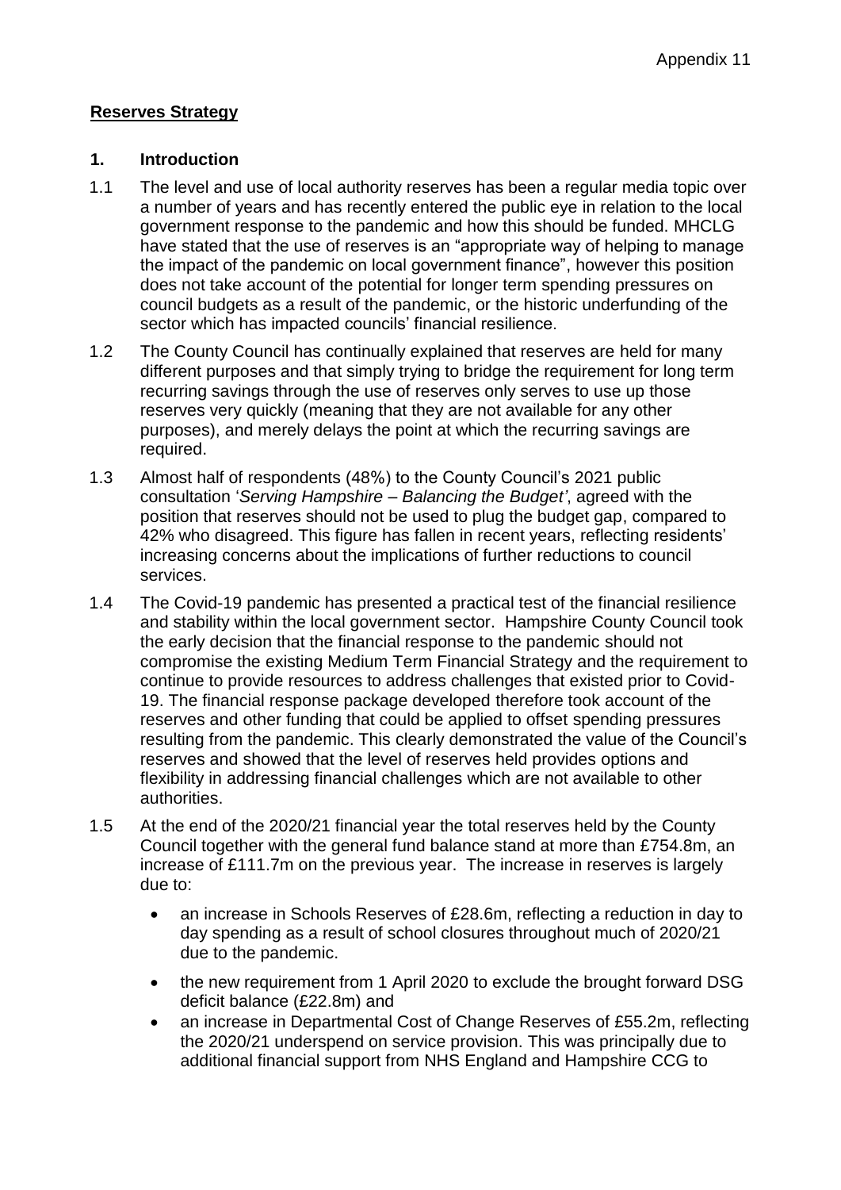Appendix 11

**Reserves Strategy**

## 1. Introduction

1.1 The level and use of local authority reserves has been a regular media topic over a number of years and has recently entered the public eye in relation to the local government response to the pandemic and how this should be funded. MHCLG have stated that the use of reserves is an "appropriate way of helping to manage the impact of the pandemic on local government finance", however this position does not take account of the potential for longer term spending pressures on council budgets as a result of the pandemic, or the historic underfunding of the sector which has impacted councils' financial resilience.

1.2 The County Council has continually explained that reserves are held for many different purposes and that simply trying to bridge the requirement for long term recurring savings through the use of reserves only serves to use up those reserves very quickly (meaning that they are not available for any other purposes), and merely delays the point at which the recurring savings are required.

1.3 Almost half of respondents (48%) to the County Council's 2021 public consultation '*Serving Hampshire – Balancing the Budget'*, agreed with the position that reserves should not be used to plug the budget gap, compared to 42% who disagreed. This figure has fallen in recent years, reflecting residents' increasing concerns about the implications of further reductions to council services.

1.4 The Covid-19 pandemic has presented a practical test of the financial resilience and stability within the local government sector. Hampshire County Council took the early decision that the financial response to the pandemic should not compromise the existing Medium Term Financial Strategy and the requirement to continue to provide resources to address challenges that existed prior to Covid-19. The financial response package developed therefore took account of the reserves and other funding that could be applied to offset spending pressures resulting from the pandemic. This clearly demonstrated the value of the Council's reserves and showed that the level of reserves held provides options and flexibility in addressing financial challenges which are not available to other authorities.

1.5 At the end of the 2020/21 financial year the total reserves held by the County Council together with the general fund balance stand at more than £754.8m, an increase of £111.7m on the previous year. The increase in reserves is largely due to:

- an increase in Schools Reserves of £28.6m, reflecting a reduction in day to day spending as a result of school closures throughout much of 2020/21 due to the pandemic.
- the new requirement from 1 April 2020 to exclude the brought forward DSG deficit balance (£22.8m) and
- an increase in Departmental Cost of Change Reserves of £55.2m, reflecting the 2020/21 underspend on service provision. This was principally due to additional financial support from NHS England and Hampshire CCG to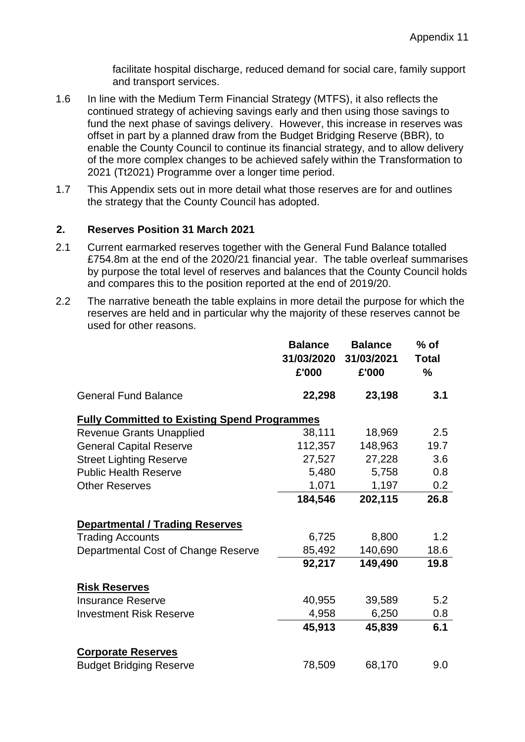facilitate hospital discharge, reduced demand for social care, family support and transport services.

1.6 In line with the Medium Term Financial Strategy (MTFS), it also reflects the continued strategy of achieving savings early and then using those savings to fund the next phase of savings delivery. However, this increase in reserves was offset in part by a planned draw from the Budget Bridging Reserve (BBR), to enable the County Council to continue its financial strategy, and to allow delivery of the more complex changes to be achieved safely within the Transformation to 2021 (Tt2021) Programme over a longer time period.

1.7 This Appendix sets out in more detail what those reserves are for and outlines the strategy that the County Council has adopted.

## 2. Reserves Position 31 March 2021

2.1 Current earmarked reserves together with the General Fund Balance totalled £754.8m at the end of the 2020/21 financial year. The table overleaf summarises by purpose the total level of reserves and balances that the County Council holds and compares this to the position reported at the end of 2019/20.

2.2 The narrative beneath the table explains in more detail the purpose for which the reserves are held and in particular why the majority of these reserves cannot be used for other reasons.

| | Balance 31/03/2020 £'000 | Balance 31/03/2021 £'000 | % of Total % |
|---|---|---|---|
| General Fund Balance | **22,298** | **23,198** | **3.1** |
| **Fully Committed to Existing Spend Programmes** | | | |
| Revenue Grants Unapplied | 38,111 | 18,969 | 2.5 |
| General Capital Reserve | 112,357 | 148,963 | 19.7 |
| Street Lighting Reserve | 27,527 | 27,228 | 3.6 |
| Public Health Reserve | 5,480 | 5,758 | 0.8 |
| Other Reserves | 1,071 | 1,197 | 0.2 |
| | **184,546** | **202,115** | **26.8** |
| **Departmental / Trading Reserves** | | | |
| Trading Accounts | 6,725 | 8,800 | 1.2 |
| Departmental Cost of Change Reserve | 85,492 | 140,690 | 18.6 |
| | **92,217** | **149,490** | **19.8** |
| **Risk Reserves** | | | |
| Insurance Reserve | 40,955 | 39,589 | 5.2 |
| Investment Risk Reserve | 4,958 | 6,250 | 0.8 |
| | **45,913** | **45,839** | **6.1** |
| **Corporate Reserves** | | | |
| Budget Bridging Reserve | 78,509 | 68,170 | 9.0 |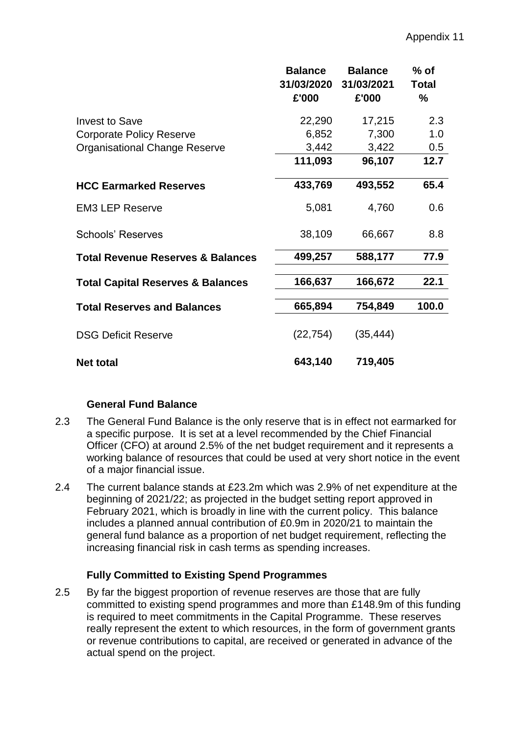| | Balance 31/03/2020 £'000 | Balance 31/03/2021 £'000 | % of Total % |
|---|---|---|---|
| Invest to Save | 22,290 | 17,215 | 2.3 |
| Corporate Policy Reserve | 6,852 | 7,300 | 1.0 |
| Organisational Change Reserve | 3,442 | 3,422 | 0.5 |
| | **111,093** | **96,107** | **12.7** |
| **HCC Earmarked Reserves** | **433,769** | **493,552** | **65.4** |
| EM3 LEP Reserve | 5,081 | 4,760 | 0.6 |
| Schools' Reserves | 38,109 | 66,667 | 8.8 |
| **Total Revenue Reserves & Balances** | **499,257** | **588,177** | **77.9** |
| **Total Capital Reserves & Balances** | **166,637** | **166,672** | **22.1** |
| **Total Reserves and Balances** | **665,894** | **754,849** | **100.0** |
| DSG Deficit Reserve | (22,754) | (35,444) | |
| **Net total** | **643,140** | **719,405** | |

### General Fund Balance

2.3 The General Fund Balance is the only reserve that is in effect not earmarked for a specific purpose. It is set at a level recommended by the Chief Financial Officer (CFO) at around 2.5% of the net budget requirement and it represents a working balance of resources that could be used at very short notice in the event of a major financial issue.

2.4 The current balance stands at £23.2m which was 2.9% of net expenditure at the beginning of 2021/22; as projected in the budget setting report approved in February 2021, which is broadly in line with the current policy. This balance includes a planned annual contribution of £0.9m in 2020/21 to maintain the general fund balance as a proportion of net budget requirement, reflecting the increasing financial risk in cash terms as spending increases.

### Fully Committed to Existing Spend Programmes

2.5 By far the biggest proportion of revenue reserves are those that are fully committed to existing spend programmes and more than £148.9m of this funding is required to meet commitments in the Capital Programme. These reserves really represent the extent to which resources, in the form of government grants or revenue contributions to capital, are received or generated in advance of the actual spend on the project.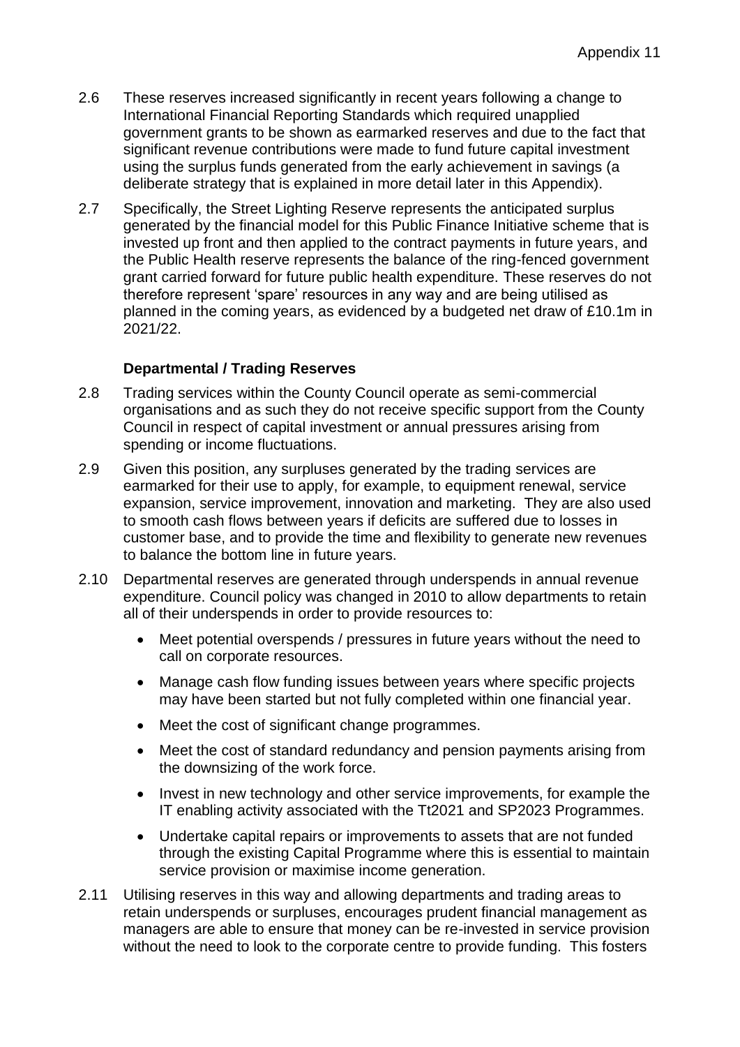2.6 These reserves increased significantly in recent years following a change to International Financial Reporting Standards which required unapplied government grants to be shown as earmarked reserves and due to the fact that significant revenue contributions were made to fund future capital investment using the surplus funds generated from the early achievement in savings (a deliberate strategy that is explained in more detail later in this Appendix).

2.7 Specifically, the Street Lighting Reserve represents the anticipated surplus generated by the financial model for this Public Finance Initiative scheme that is invested up front and then applied to the contract payments in future years, and the Public Health reserve represents the balance of the ring-fenced government grant carried forward for future public health expenditure. These reserves do not therefore represent 'spare' resources in any way and are being utilised as planned in the coming years, as evidenced by a budgeted net draw of £10.1m in 2021/22.

**Departmental / Trading Reserves**

2.8 Trading services within the County Council operate as semi-commercial organisations and as such they do not receive specific support from the County Council in respect of capital investment or annual pressures arising from spending or income fluctuations.

2.9 Given this position, any surpluses generated by the trading services are earmarked for their use to apply, for example, to equipment renewal, service expansion, service improvement, innovation and marketing. They are also used to smooth cash flows between years if deficits are suffered due to losses in customer base, and to provide the time and flexibility to generate new revenues to balance the bottom line in future years.

2.10 Departmental reserves are generated through underspends in annual revenue expenditure. Council policy was changed in 2010 to allow departments to retain all of their underspends in order to provide resources to:

- Meet potential overspends / pressures in future years without the need to call on corporate resources.
- Manage cash flow funding issues between years where specific projects may have been started but not fully completed within one financial year.
- Meet the cost of significant change programmes.
- Meet the cost of standard redundancy and pension payments arising from the downsizing of the work force.
- Invest in new technology and other service improvements, for example the IT enabling activity associated with the Tt2021 and SP2023 Programmes.
- Undertake capital repairs or improvements to assets that are not funded through the existing Capital Programme where this is essential to maintain service provision or maximise income generation.

2.11 Utilising reserves in this way and allowing departments and trading areas to retain underspends or surpluses, encourages prudent financial management as managers are able to ensure that money can be re-invested in service provision without the need to look to the corporate centre to provide funding. This fosters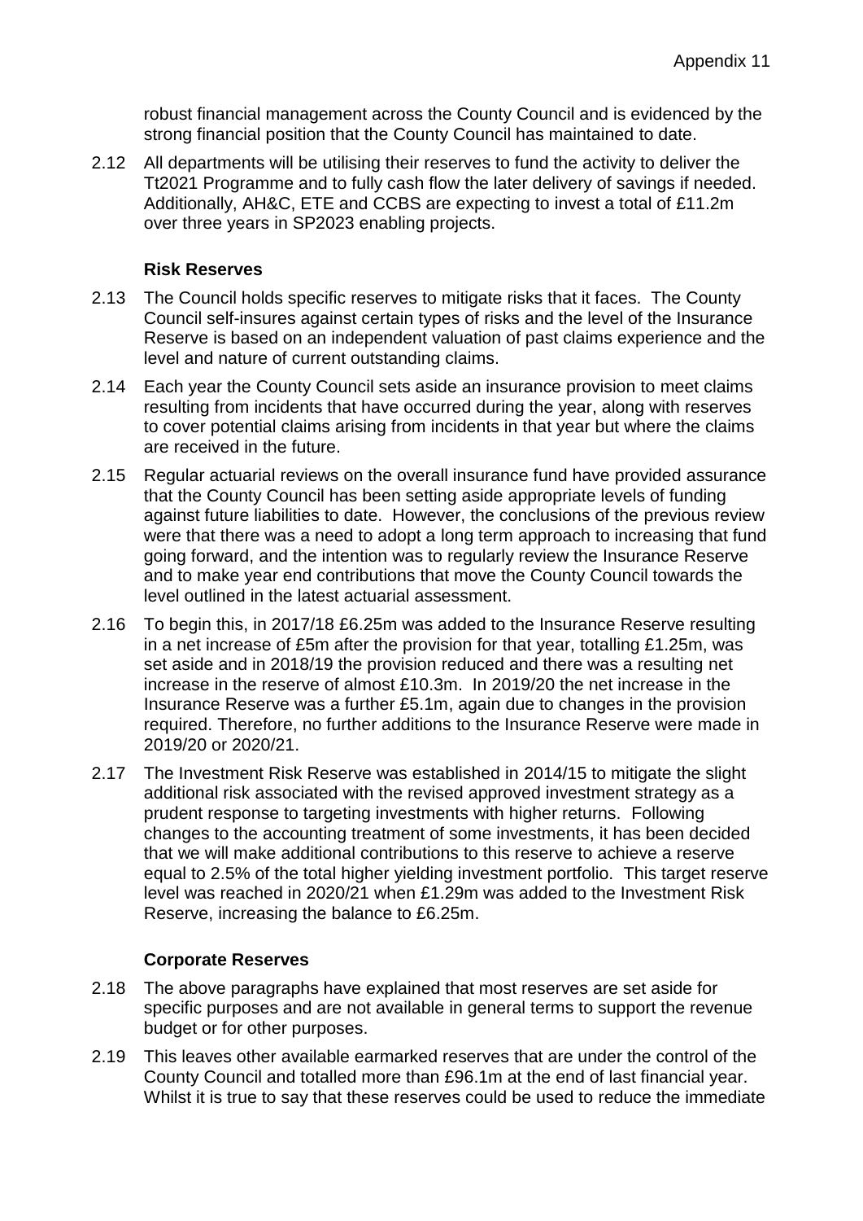robust financial management across the County Council and is evidenced by the strong financial position that the County Council has maintained to date.

2.12 All departments will be utilising their reserves to fund the activity to deliver the Tt2021 Programme and to fully cash flow the later delivery of savings if needed. Additionally, AH&C, ETE and CCBS are expecting to invest a total of £11.2m over three years in SP2023 enabling projects.

### Risk Reserves

2.13 The Council holds specific reserves to mitigate risks that it faces. The County Council self-insures against certain types of risks and the level of the Insurance Reserve is based on an independent valuation of past claims experience and the level and nature of current outstanding claims.

2.14 Each year the County Council sets aside an insurance provision to meet claims resulting from incidents that have occurred during the year, along with reserves to cover potential claims arising from incidents in that year but where the claims are received in the future.

2.15 Regular actuarial reviews on the overall insurance fund have provided assurance that the County Council has been setting aside appropriate levels of funding against future liabilities to date. However, the conclusions of the previous review were that there was a need to adopt a long term approach to increasing that fund going forward, and the intention was to regularly review the Insurance Reserve and to make year end contributions that move the County Council towards the level outlined in the latest actuarial assessment.

2.16 To begin this, in 2017/18 £6.25m was added to the Insurance Reserve resulting in a net increase of £5m after the provision for that year, totalling £1.25m, was set aside and in 2018/19 the provision reduced and there was a resulting net increase in the reserve of almost £10.3m. In 2019/20 the net increase in the Insurance Reserve was a further £5.1m, again due to changes in the provision required. Therefore, no further additions to the Insurance Reserve were made in 2019/20 or 2020/21.

2.17 The Investment Risk Reserve was established in 2014/15 to mitigate the slight additional risk associated with the revised approved investment strategy as a prudent response to targeting investments with higher returns. Following changes to the accounting treatment of some investments, it has been decided that we will make additional contributions to this reserve to achieve a reserve equal to 2.5% of the total higher yielding investment portfolio. This target reserve level was reached in 2020/21 when £1.29m was added to the Investment Risk Reserve, increasing the balance to £6.25m.

### Corporate Reserves

2.18 The above paragraphs have explained that most reserves are set aside for specific purposes and are not available in general terms to support the revenue budget or for other purposes.

2.19 This leaves other available earmarked reserves that are under the control of the County Council and totalled more than £96.1m at the end of last financial year. Whilst it is true to say that these reserves could be used to reduce the immediate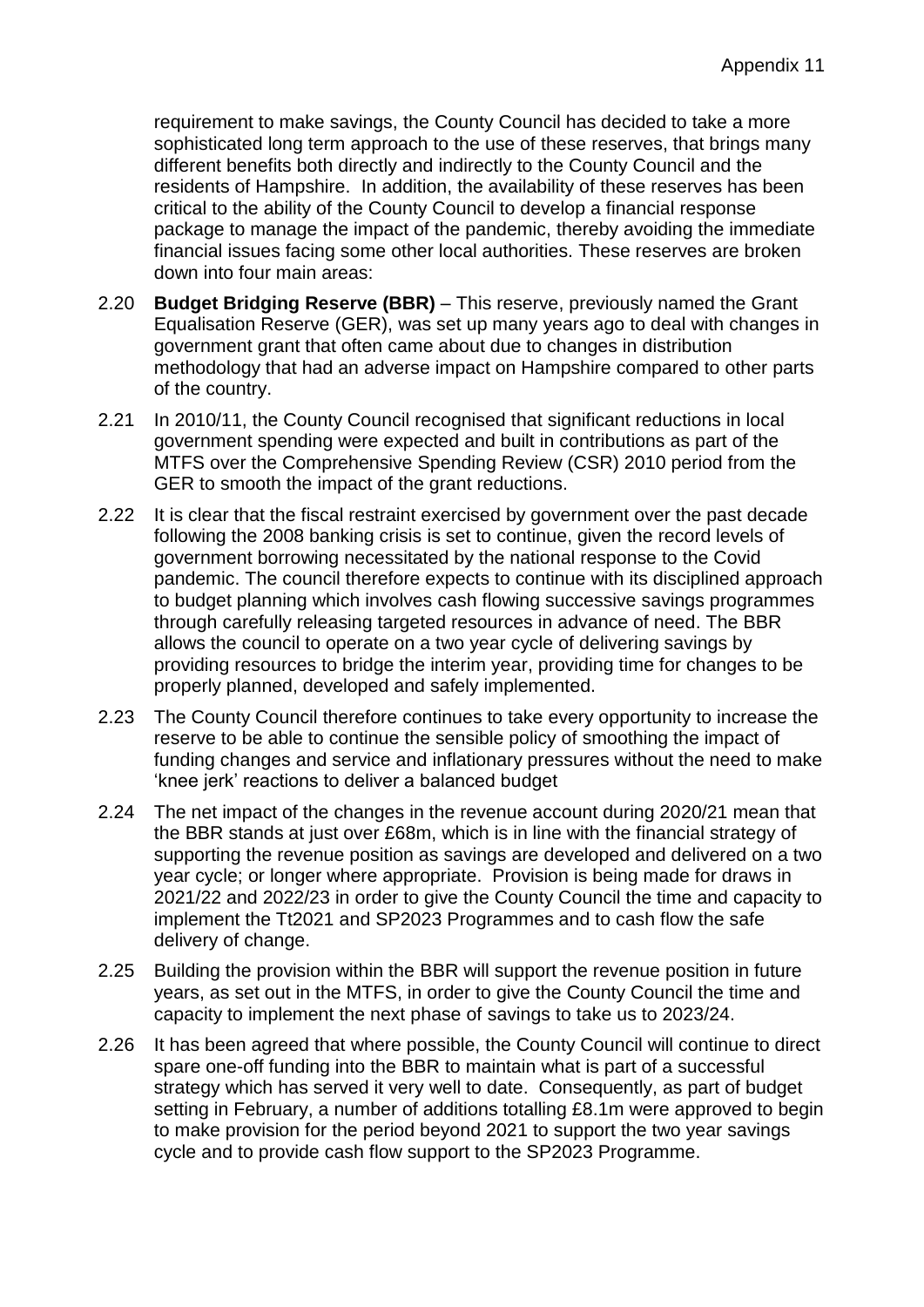requirement to make savings, the County Council has decided to take a more sophisticated long term approach to the use of these reserves, that brings many different benefits both directly and indirectly to the County Council and the residents of Hampshire. In addition, the availability of these reserves has been critical to the ability of the County Council to develop a financial response package to manage the impact of the pandemic, thereby avoiding the immediate financial issues facing some other local authorities. These reserves are broken down into four main areas:

2.20 **Budget Bridging Reserve (BBR)** – This reserve, previously named the Grant Equalisation Reserve (GER), was set up many years ago to deal with changes in government grant that often came about due to changes in distribution methodology that had an adverse impact on Hampshire compared to other parts of the country.

2.21 In 2010/11, the County Council recognised that significant reductions in local government spending were expected and built in contributions as part of the MTFS over the Comprehensive Spending Review (CSR) 2010 period from the GER to smooth the impact of the grant reductions.

2.22 It is clear that the fiscal restraint exercised by government over the past decade following the 2008 banking crisis is set to continue, given the record levels of government borrowing necessitated by the national response to the Covid pandemic. The council therefore expects to continue with its disciplined approach to budget planning which involves cash flowing successive savings programmes through carefully releasing targeted resources in advance of need. The BBR allows the council to operate on a two year cycle of delivering savings by providing resources to bridge the interim year, providing time for changes to be properly planned, developed and safely implemented.

2.23 The County Council therefore continues to take every opportunity to increase the reserve to be able to continue the sensible policy of smoothing the impact of funding changes and service and inflationary pressures without the need to make 'knee jerk' reactions to deliver a balanced budget

2.24 The net impact of the changes in the revenue account during 2020/21 mean that the BBR stands at just over £68m, which is in line with the financial strategy of supporting the revenue position as savings are developed and delivered on a two year cycle; or longer where appropriate. Provision is being made for draws in 2021/22 and 2022/23 in order to give the County Council the time and capacity to implement the Tt2021 and SP2023 Programmes and to cash flow the safe delivery of change.

2.25 Building the provision within the BBR will support the revenue position in future years, as set out in the MTFS, in order to give the County Council the time and capacity to implement the next phase of savings to take us to 2023/24.

2.26 It has been agreed that where possible, the County Council will continue to direct spare one-off funding into the BBR to maintain what is part of a successful strategy which has served it very well to date. Consequently, as part of budget setting in February, a number of additions totalling £8.1m were approved to begin to make provision for the period beyond 2021 to support the two year savings cycle and to provide cash flow support to the SP2023 Programme.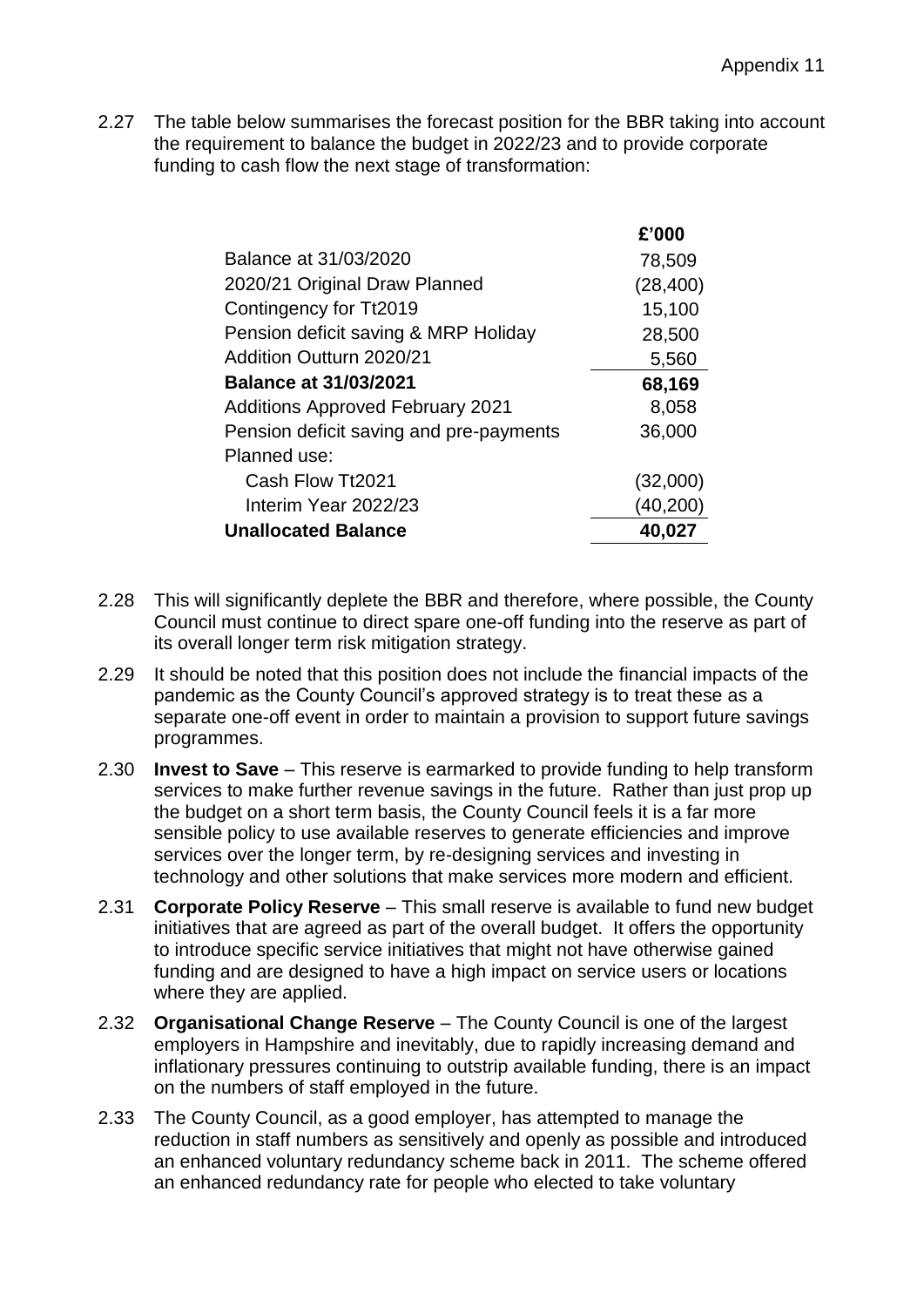2.27 The table below summarises the forecast position for the BBR taking into account the requirement to balance the budget in 2022/23 and to provide corporate funding to cash flow the next stage of transformation:

| | £'000 |
|---|---|
| Balance at 31/03/2020 | 78,509 |
| 2020/21 Original Draw Planned | (28,400) |
| Contingency for Tt2019 | 15,100 |
| Pension deficit saving & MRP Holiday | 28,500 |
| Addition Outturn 2020/21 | 5,560 |
| **Balance at 31/03/2021** | **68,169** |
| Additions Approved February 2021 | 8,058 |
| Pension deficit saving and pre-payments | 36,000 |
| Planned use: | |
| Cash Flow Tt2021 | (32,000) |
| Interim Year 2022/23 | (40,200) |
| **Unallocated Balance** | **40,027** |

2.28 This will significantly deplete the BBR and therefore, where possible, the County Council must continue to direct spare one-off funding into the reserve as part of its overall longer term risk mitigation strategy.

2.29 It should be noted that this position does not include the financial impacts of the pandemic as the County Council's approved strategy is to treat these as a separate one-off event in order to maintain a provision to support future savings programmes.

2.30 **Invest to Save** – This reserve is earmarked to provide funding to help transform services to make further revenue savings in the future. Rather than just prop up the budget on a short term basis, the County Council feels it is a far more sensible policy to use available reserves to generate efficiencies and improve services over the longer term, by re-designing services and investing in technology and other solutions that make services more modern and efficient.

2.31 **Corporate Policy Reserve** – This small reserve is available to fund new budget initiatives that are agreed as part of the overall budget. It offers the opportunity to introduce specific service initiatives that might not have otherwise gained funding and are designed to have a high impact on service users or locations where they are applied.

2.32 **Organisational Change Reserve** – The County Council is one of the largest employers in Hampshire and inevitably, due to rapidly increasing demand and inflationary pressures continuing to outstrip available funding, there is an impact on the numbers of staff employed in the future.

2.33 The County Council, as a good employer, has attempted to manage the reduction in staff numbers as sensitively and openly as possible and introduced an enhanced voluntary redundancy scheme back in 2011. The scheme offered an enhanced redundancy rate for people who elected to take voluntary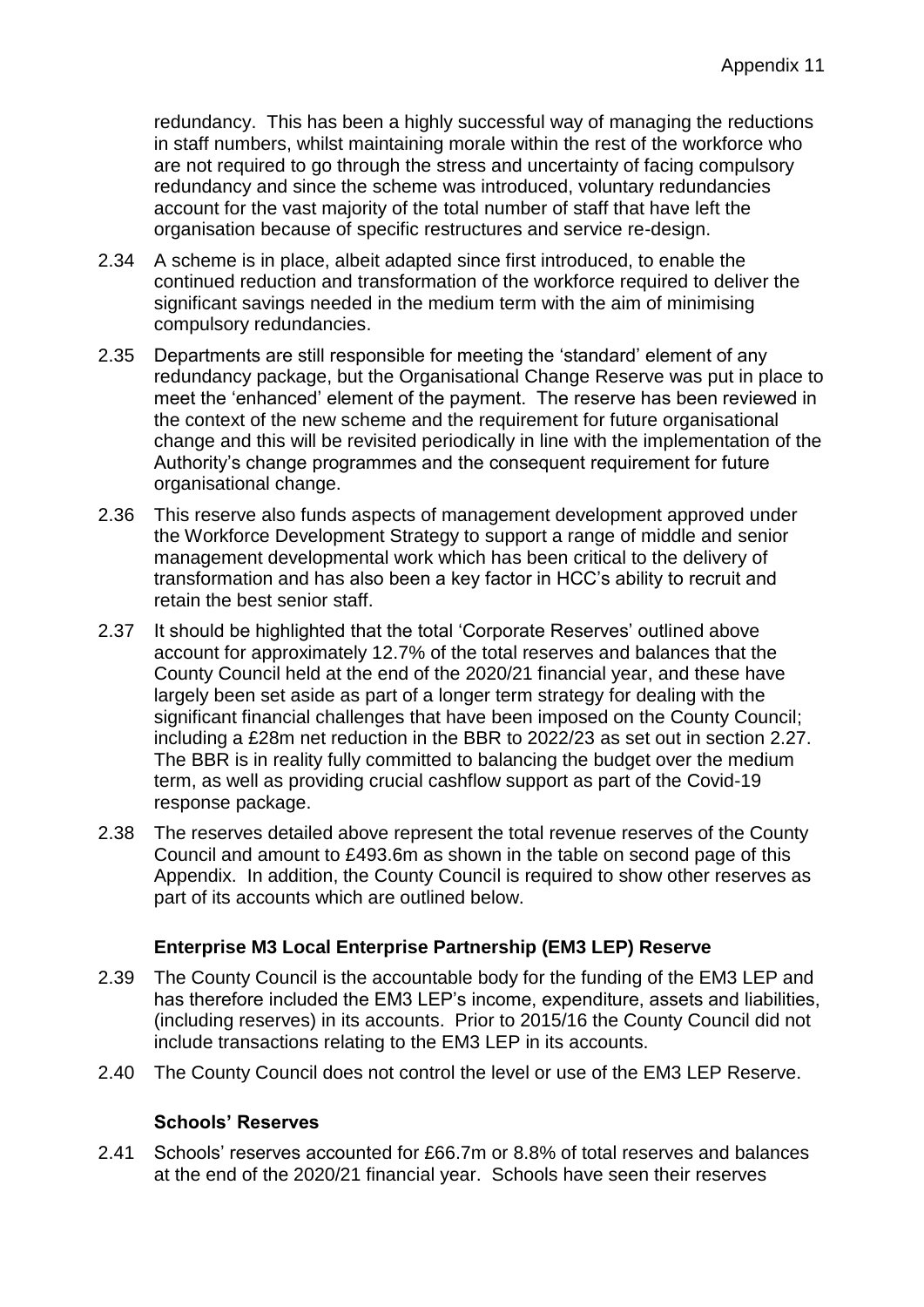redundancy. This has been a highly successful way of managing the reductions in staff numbers, whilst maintaining morale within the rest of the workforce who are not required to go through the stress and uncertainty of facing compulsory redundancy and since the scheme was introduced, voluntary redundancies account for the vast majority of the total number of staff that have left the organisation because of specific restructures and service re-design.

2.34 A scheme is in place, albeit adapted since first introduced, to enable the continued reduction and transformation of the workforce required to deliver the significant savings needed in the medium term with the aim of minimising compulsory redundancies.

2.35 Departments are still responsible for meeting the 'standard' element of any redundancy package, but the Organisational Change Reserve was put in place to meet the 'enhanced' element of the payment. The reserve has been reviewed in the context of the new scheme and the requirement for future organisational change and this will be revisited periodically in line with the implementation of the Authority's change programmes and the consequent requirement for future organisational change.

2.36 This reserve also funds aspects of management development approved under the Workforce Development Strategy to support a range of middle and senior management developmental work which has been critical to the delivery of transformation and has also been a key factor in HCC's ability to recruit and retain the best senior staff.

2.37 It should be highlighted that the total 'Corporate Reserves' outlined above account for approximately 12.7% of the total reserves and balances that the County Council held at the end of the 2020/21 financial year, and these have largely been set aside as part of a longer term strategy for dealing with the significant financial challenges that have been imposed on the County Council; including a £28m net reduction in the BBR to 2022/23 as set out in section 2.27. The BBR is in reality fully committed to balancing the budget over the medium term, as well as providing crucial cashflow support as part of the Covid-19 response package.

2.38 The reserves detailed above represent the total revenue reserves of the County Council and amount to £493.6m as shown in the table on second page of this Appendix. In addition, the County Council is required to show other reserves as part of its accounts which are outlined below.

**Enterprise M3 Local Enterprise Partnership (EM3 LEP) Reserve**

2.39 The County Council is the accountable body for the funding of the EM3 LEP and has therefore included the EM3 LEP's income, expenditure, assets and liabilities, (including reserves) in its accounts. Prior to 2015/16 the County Council did not include transactions relating to the EM3 LEP in its accounts.

2.40 The County Council does not control the level or use of the EM3 LEP Reserve.

**Schools' Reserves**

2.41 Schools' reserves accounted for £66.7m or 8.8% of total reserves and balances at the end of the 2020/21 financial year. Schools have seen their reserves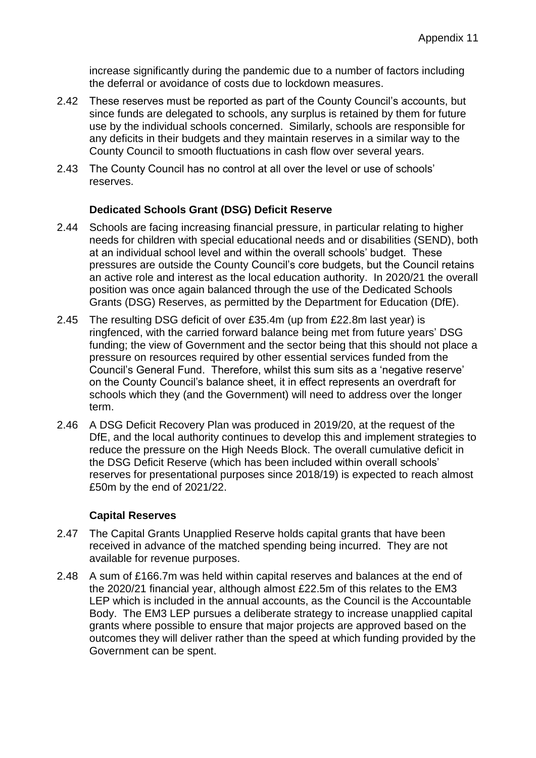increase significantly during the pandemic due to a number of factors including the deferral or avoidance of costs due to lockdown measures.

2.42 These reserves must be reported as part of the County Council's accounts, but since funds are delegated to schools, any surplus is retained by them for future use by the individual schools concerned. Similarly, schools are responsible for any deficits in their budgets and they maintain reserves in a similar way to the County Council to smooth fluctuations in cash flow over several years.

2.43 The County Council has no control at all over the level or use of schools' reserves.

### Dedicated Schools Grant (DSG) Deficit Reserve

2.44 Schools are facing increasing financial pressure, in particular relating to higher needs for children with special educational needs and or disabilities (SEND), both at an individual school level and within the overall schools' budget. These pressures are outside the County Council's core budgets, but the Council retains an active role and interest as the local education authority. In 2020/21 the overall position was once again balanced through the use of the Dedicated Schools Grants (DSG) Reserves, as permitted by the Department for Education (DfE).

2.45 The resulting DSG deficit of over £35.4m (up from £22.8m last year) is ringfenced, with the carried forward balance being met from future years' DSG funding; the view of Government and the sector being that this should not place a pressure on resources required by other essential services funded from the Council's General Fund. Therefore, whilst this sum sits as a 'negative reserve' on the County Council's balance sheet, it in effect represents an overdraft for schools which they (and the Government) will need to address over the longer term.

2.46 A DSG Deficit Recovery Plan was produced in 2019/20, at the request of the DfE, and the local authority continues to develop this and implement strategies to reduce the pressure on the High Needs Block. The overall cumulative deficit in the DSG Deficit Reserve (which has been included within overall schools' reserves for presentational purposes since 2018/19) is expected to reach almost £50m by the end of 2021/22.

### Capital Reserves

2.47 The Capital Grants Unapplied Reserve holds capital grants that have been received in advance of the matched spending being incurred. They are not available for revenue purposes.

2.48 A sum of £166.7m was held within capital reserves and balances at the end of the 2020/21 financial year, although almost £22.5m of this relates to the EM3 LEP which is included in the annual accounts, as the Council is the Accountable Body. The EM3 LEP pursues a deliberate strategy to increase unapplied capital grants where possible to ensure that major projects are approved based on the outcomes they will deliver rather than the speed at which funding provided by the Government can be spent.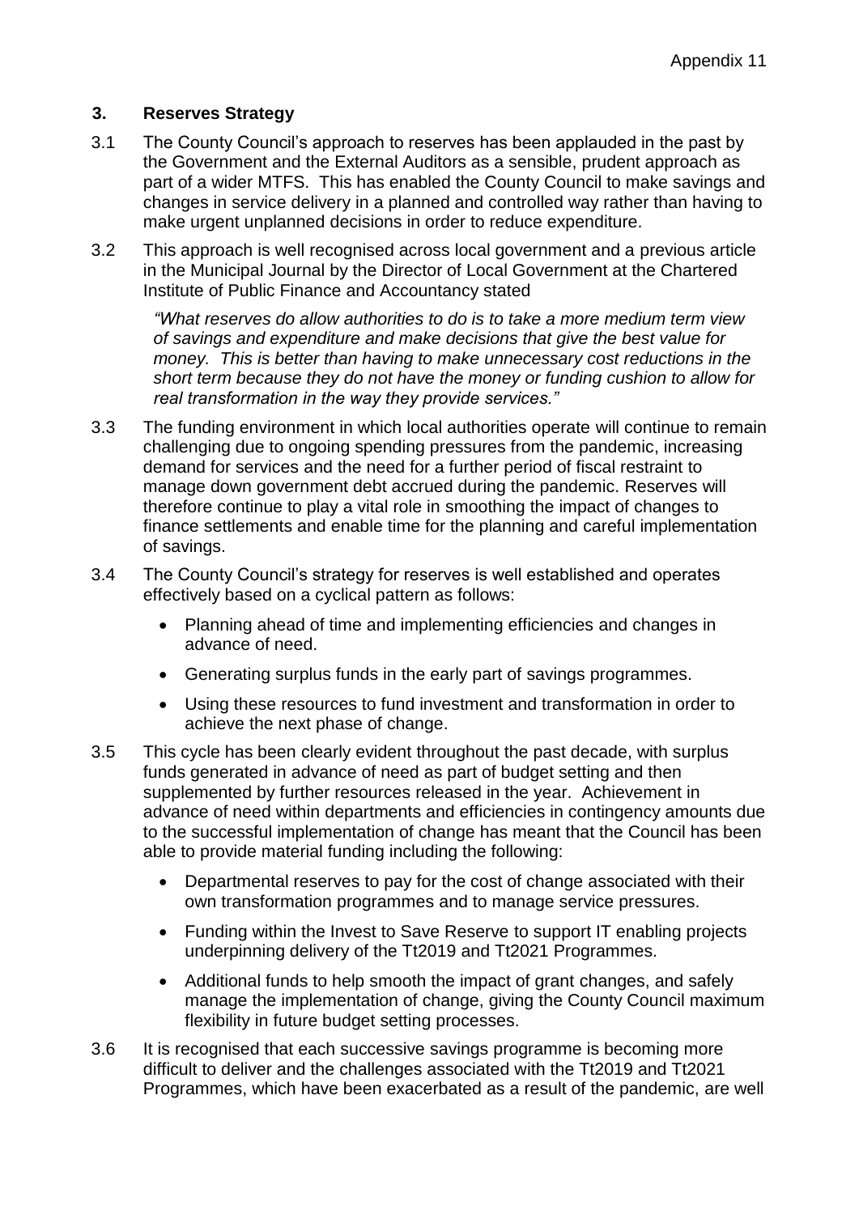## 3. Reserves Strategy

3.1 The County Council's approach to reserves has been applauded in the past by the Government and the External Auditors as a sensible, prudent approach as part of a wider MTFS. This has enabled the County Council to make savings and changes in service delivery in a planned and controlled way rather than having to make urgent unplanned decisions in order to reduce expenditure.

3.2 This approach is well recognised across local government and a previous article in the Municipal Journal by the Director of Local Government at the Chartered Institute of Public Finance and Accountancy stated

> *"What reserves do allow authorities to do is to take a more medium term view of savings and expenditure and make decisions that give the best value for money. This is better than having to make unnecessary cost reductions in the short term because they do not have the money or funding cushion to allow for real transformation in the way they provide services."*

3.3 The funding environment in which local authorities operate will continue to remain challenging due to ongoing spending pressures from the pandemic, increasing demand for services and the need for a further period of fiscal restraint to manage down government debt accrued during the pandemic. Reserves will therefore continue to play a vital role in smoothing the impact of changes to finance settlements and enable time for the planning and careful implementation of savings.

3.4 The County Council's strategy for reserves is well established and operates effectively based on a cyclical pattern as follows:

- Planning ahead of time and implementing efficiencies and changes in advance of need.
- Generating surplus funds in the early part of savings programmes.
- Using these resources to fund investment and transformation in order to achieve the next phase of change.

3.5 This cycle has been clearly evident throughout the past decade, with surplus funds generated in advance of need as part of budget setting and then supplemented by further resources released in the year. Achievement in advance of need within departments and efficiencies in contingency amounts due to the successful implementation of change has meant that the Council has been able to provide material funding including the following:

- Departmental reserves to pay for the cost of change associated with their own transformation programmes and to manage service pressures.
- Funding within the Invest to Save Reserve to support IT enabling projects underpinning delivery of the Tt2019 and Tt2021 Programmes.
- Additional funds to help smooth the impact of grant changes, and safely manage the implementation of change, giving the County Council maximum flexibility in future budget setting processes.

3.6 It is recognised that each successive savings programme is becoming more difficult to deliver and the challenges associated with the Tt2019 and Tt2021 Programmes, which have been exacerbated as a result of the pandemic, are well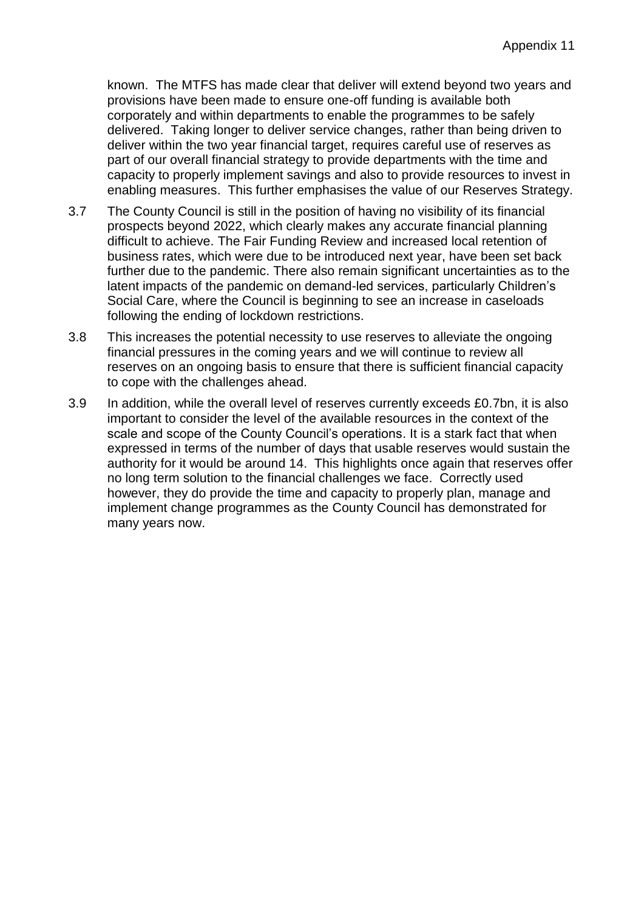known. The MTFS has made clear that deliver will extend beyond two years and provisions have been made to ensure one-off funding is available both corporately and within departments to enable the programmes to be safely delivered. Taking longer to deliver service changes, rather than being driven to deliver within the two year financial target, requires careful use of reserves as part of our overall financial strategy to provide departments with the time and capacity to properly implement savings and also to provide resources to invest in enabling measures. This further emphasises the value of our Reserves Strategy.

3.7 The County Council is still in the position of having no visibility of its financial prospects beyond 2022, which clearly makes any accurate financial planning difficult to achieve. The Fair Funding Review and increased local retention of business rates, which were due to be introduced next year, have been set back further due to the pandemic. There also remain significant uncertainties as to the latent impacts of the pandemic on demand-led services, particularly Children's Social Care, where the Council is beginning to see an increase in caseloads following the ending of lockdown restrictions.

3.8 This increases the potential necessity to use reserves to alleviate the ongoing financial pressures in the coming years and we will continue to review all reserves on an ongoing basis to ensure that there is sufficient financial capacity to cope with the challenges ahead.

3.9 In addition, while the overall level of reserves currently exceeds £0.7bn, it is also important to consider the level of the available resources in the context of the scale and scope of the County Council's operations. It is a stark fact that when expressed in terms of the number of days that usable reserves would sustain the authority for it would be around 14. This highlights once again that reserves offer no long term solution to the financial challenges we face. Correctly used however, they do provide the time and capacity to properly plan, manage and implement change programmes as the County Council has demonstrated for many years now.